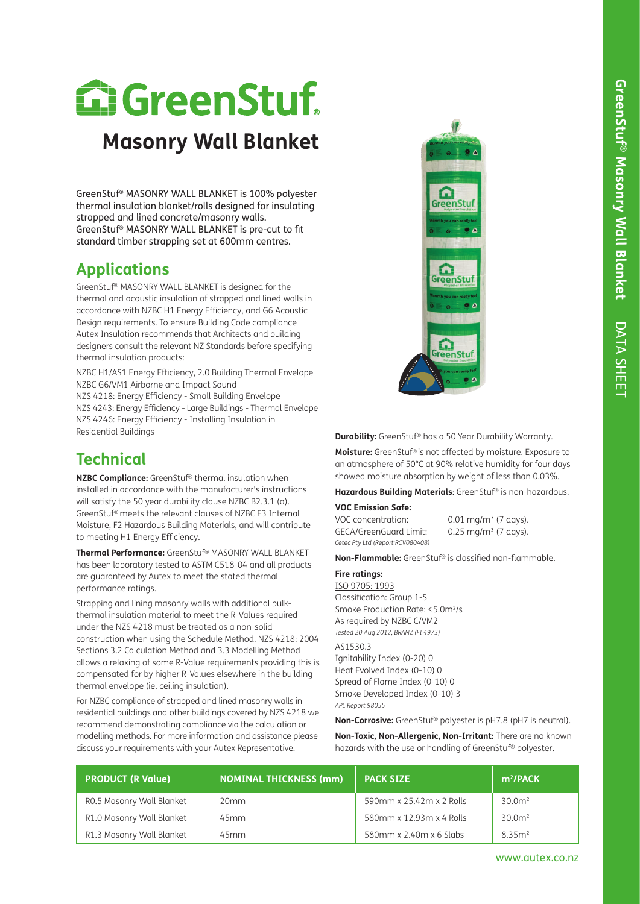# GreenStuf®

## Masonry Wall Blanket

GreenStuf® MASONRY WALL BLANKET is 100% polyester thermal insulation blanket/rolls designed for insulating strapped and lined concrete/masonry walls. GreenStuf® MASONRY WALL BLANKET is pre-cut to fit standard timber strapping set at 600mm centres.

## Applications

GreenStuf® MASONRY WALL BLANKET is designed for the thermal and acoustic insulation of strapped and lined walls in accordance with NZBC H1 Energy Efficiency, and G6 Acoustic Design requirements. To ensure Building Code compliance Autex Insulation recommends that Architects and building designers consult the relevant NZ Standards before specifying thermal insulation products:

NZBC H1/AS1 Energy Efficiency, 2.0 Building Thermal Envelope
NZBC G6/VM1 Airborne and Impact Sound
NZS 4218: Energy Efficiency - Small Building Envelope
NZS 4243: Energy Efficiency - Large Buildings - Thermal Envelope
NZS 4246: Energy Efficiency - Installing Insulation in Residential Buildings

## Technical

**NZBC Compliance:** GreenStuf® thermal insulation when installed in accordance with the manufacturer's instructions will satisfy the 50 year durability clause NZBC B2.3.1 (a). GreenStuf® meets the relevant clauses of NZBC E3 Internal Moisture, F2 Hazardous Building Materials, and will contribute to meeting H1 Energy Efficiency.

**Thermal Performance:** GreenStuf® MASONRY WALL BLANKET has been laboratory tested to ASTM C518-04 and all products are guaranteed by Autex to meet the stated thermal performance ratings.

Strapping and lining masonry walls with additional bulk-thermal insulation material to meet the R-Values required under the NZS 4218 must be treated as a non-solid construction when using the Schedule Method. NZS 4218: 2004 Sections 3.2 Calculation Method and 3.3 Modelling Method allows a relaxing of some R-Value requirements providing this is compensated for by higher R-Values elsewhere in the building thermal envelope (ie. ceiling insulation).

For NZBC compliance of strapped and lined masonry walls in residential buildings and other buildings covered by NZS 4218 we recommend demonstrating compliance via the calculation or modelling methods. For more information and assistance please discuss your requirements with your Autex Representative.

**Durability:** GreenStuf® has a 50 Year Durability Warranty.

**Moisture:** GreenStuf® is not affected by moisture. Exposure to an atmosphere of 50°C at 90% relative humidity for four days showed moisture absorption by weight of less than 0.03%.

**Hazardous Building Materials**: GreenStuf® is non-hazardous.

**VOC Emission Safe:**

VOC concentration: 0.01 mg/m³ (7 days).
GECA/GreenGuard Limit: 0.25 mg/m³ (7 days).
*Cetec Pty Ltd (Report:RCV080408)*

**Non-Flammable:** GreenStuf® is classified non-flammable.

**Fire ratings:**

ISO 9705: 1993
Classification: Group 1-S
Smoke Production Rate: <5.0m²/s
As required by NZBC C/VM2
*Tested 20 Aug 2012, BRANZ (FI 4973)*

AS1530.3
Ignitability Index (0-20) 0
Heat Evolved Index (0-10) 0
Spread of Flame Index (0-10) 0
Smoke Developed Index (0-10) 3
*APL Report 98055*

**Non-Corrosive:** GreenStuf® polyester is pH7.8 (pH7 is neutral).

**Non-Toxic, Non-Allergenic, Non-Irritant:** There are no known hazards with the use or handling of GreenStuf® polyester.

| PRODUCT (R Value) | NOMINAL THICKNESS (mm) | PACK SIZE | m²/PACK |
|---|---|---|---|
| R0.5 Masonry Wall Blanket | 20mm | 590mm x 25.42m x 2 Rolls | 30.0m² |
| R1.0 Masonry Wall Blanket | 45mm | 580mm x 12.93m x 4 Rolls | 30.0m² |
| R1.3 Masonry Wall Blanket | 45mm | 580mm x 2.40m x 6 Slabs | 8.35m² |

www.autex.co.nz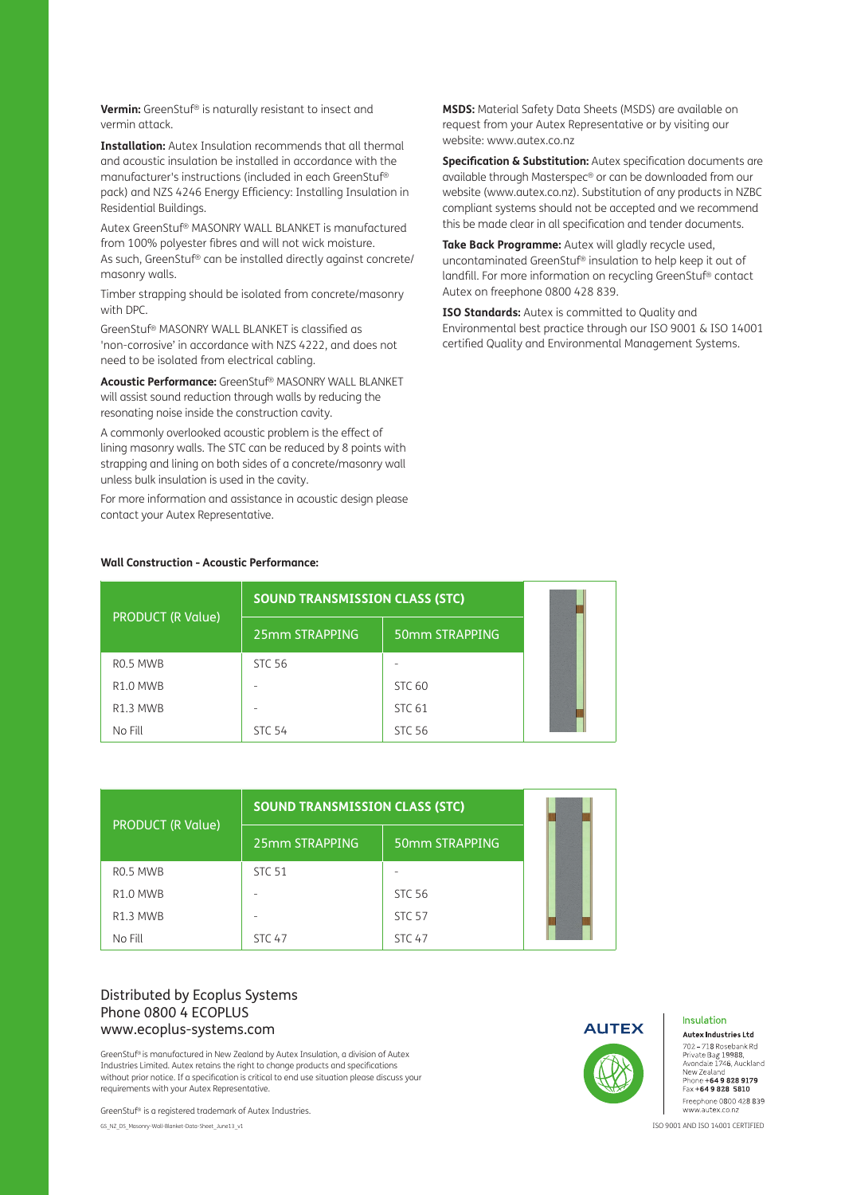**Vermin:** GreenStuf® is naturally resistant to insect and vermin attack.

**Installation:** Autex Insulation recommends that all thermal and acoustic insulation be installed in accordance with the manufacturer's instructions (included in each GreenStuf® pack) and NZS 4246 Energy Efficiency: Installing Insulation in Residential Buildings.

Autex GreenStuf® MASONRY WALL BLANKET is manufactured from 100% polyester fibres and will not wick moisture. As such, GreenStuf® can be installed directly against concrete/ masonry walls.

Timber strapping should be isolated from concrete/masonry with DPC.

GreenStuf® MASONRY WALL BLANKET is classified as 'non-corrosive' in accordance with NZS 4222, and does not need to be isolated from electrical cabling.

**Acoustic Performance:** GreenStuf® MASONRY WALL BLANKET will assist sound reduction through walls by reducing the resonating noise inside the construction cavity.

A commonly overlooked acoustic problem is the effect of lining masonry walls. The STC can be reduced by 8 points with strapping and lining on both sides of a concrete/masonry wall unless bulk insulation is used in the cavity.

For more information and assistance in acoustic design please contact your Autex Representative.

**MSDS:** Material Safety Data Sheets (MSDS) are available on request from your Autex Representative or by visiting our website: www.autex.co.nz

**Specification & Substitution:** Autex specification documents are available through Masterspec® or can be downloaded from our website (www.autex.co.nz). Substitution of any products in NZBC compliant systems should not be accepted and we recommend this be made clear in all specification and tender documents.

**Take Back Programme:** Autex will gladly recycle used, uncontaminated GreenStuf® insulation to help keep it out of landfill. For more information on recycling GreenStuf® contact Autex on freephone 0800 428 839.

**ISO Standards:** Autex is committed to Quality and Environmental best practice through our ISO 9001 & ISO 14001 certified Quality and Environmental Management Systems.

**Wall Construction - Acoustic Performance:**

| PRODUCT (R Value) | SOUND TRANSMISSION CLASS (STC) | |
|---|---|---|
| | 25mm STRAPPING | 50mm STRAPPING |
| R0.5 MWB | STC 56 | - |
| R1.0 MWB | - | STC 60 |
| R1.3 MWB | - | STC 61 |
| No Fill | STC 54 | STC 56 |

| PRODUCT (R Value) | SOUND TRANSMISSION CLASS (STC) | |
|---|---|---|
| | 25mm STRAPPING | 50mm STRAPPING |
| R0.5 MWB | STC 51 | - |
| R1.0 MWB | - | STC 56 |
| R1.3 MWB | - | STC 57 |
| No Fill | STC 47 | STC 47 |

Distributed by Ecoplus Systems
Phone 0800 4 ECOPLUS
www.ecoplus-systems.com

GreenStuf® is manufactured in New Zealand by Autex Insulation, a division of Autex Industries Limited. Autex retains the right to change products and specifications without prior notice. If a specification is critical to end use situation please discuss your requirements with your Autex Representative.

GreenStuf® is a registered trademark of Autex Industries.

GS_NZ_DS_Masonry-Wall-Blanket-Data-Sheet_June13_v1

AUTEX

Insulation

**Autex Industries Ltd**
702 – 718 Rosebank Rd
Private Bag 19988,
Avondale 1746, Auckland
New Zealand
Phone **+64 9 828 9179**
Fax **+64 9 828 5810**
Freephone 0800 428 839
www.autex.co.nz

ISO 9001 AND ISO 14001 CERTIFIED